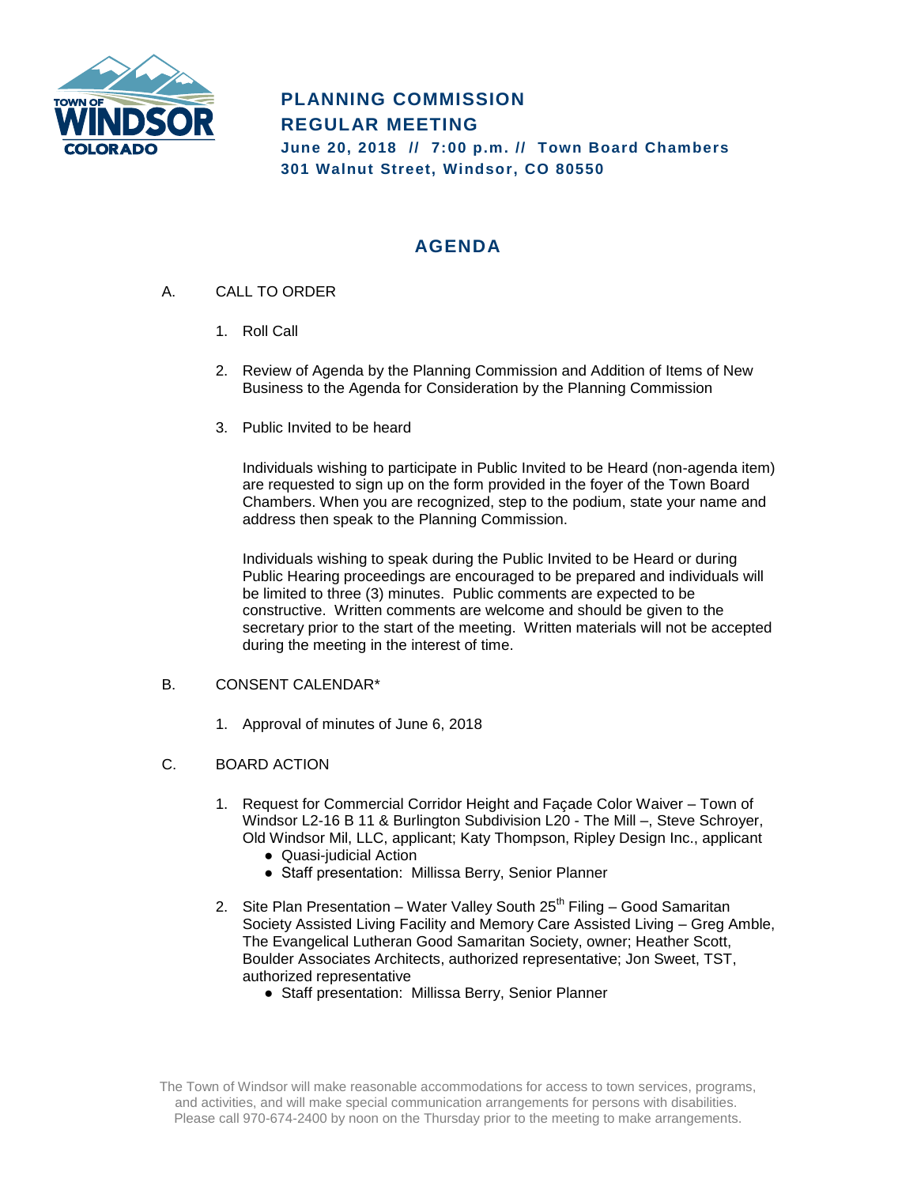# PLANNING COMMISSION
# REGULAR MEETING

**June 20, 2018 // 7:00 p.m. // Town Board Chambers**
**301 Walnut Street, Windsor, CO 80550**

## AGENDA

A. CALL TO ORDER

1. Roll Call

2. Review of Agenda by the Planning Commission and Addition of Items of New Business to the Agenda for Consideration by the Planning Commission

3. Public Invited to be heard

   Individuals wishing to participate in Public Invited to be Heard (non-agenda item) are requested to sign up on the form provided in the foyer of the Town Board Chambers. When you are recognized, step to the podium, state your name and address then speak to the Planning Commission.

   Individuals wishing to speak during the Public Invited to be Heard or during Public Hearing proceedings are encouraged to be prepared and individuals will be limited to three (3) minutes. Public comments are expected to be constructive. Written comments are welcome and should be given to the secretary prior to the start of the meeting. Written materials will not be accepted during the meeting in the interest of time.

B. CONSENT CALENDAR*

1. Approval of minutes of June 6, 2018

C. BOARD ACTION

1. Request for Commercial Corridor Height and Façade Color Waiver – Town of Windsor L2-16 B 11 & Burlington Subdivision L20 - The Mill –, Steve Schroyer, Old Windsor Mil, LLC, applicant; Katy Thompson, Ripley Design Inc., applicant
   - Quasi-judicial Action
   - Staff presentation: Millissa Berry, Senior Planner

2. Site Plan Presentation – Water Valley South 25th Filing – Good Samaritan Society Assisted Living Facility and Memory Care Assisted Living – Greg Amble, The Evangelical Lutheran Good Samaritan Society, owner; Heather Scott, Boulder Associates Architects, authorized representative; Jon Sweet, TST, authorized representative
   - Staff presentation: Millissa Berry, Senior Planner

The Town of Windsor will make reasonable accommodations for access to town services, programs, and activities, and will make special communication arrangements for persons with disabilities. Please call 970-674-2400 by noon on the Thursday prior to the meeting to make arrangements.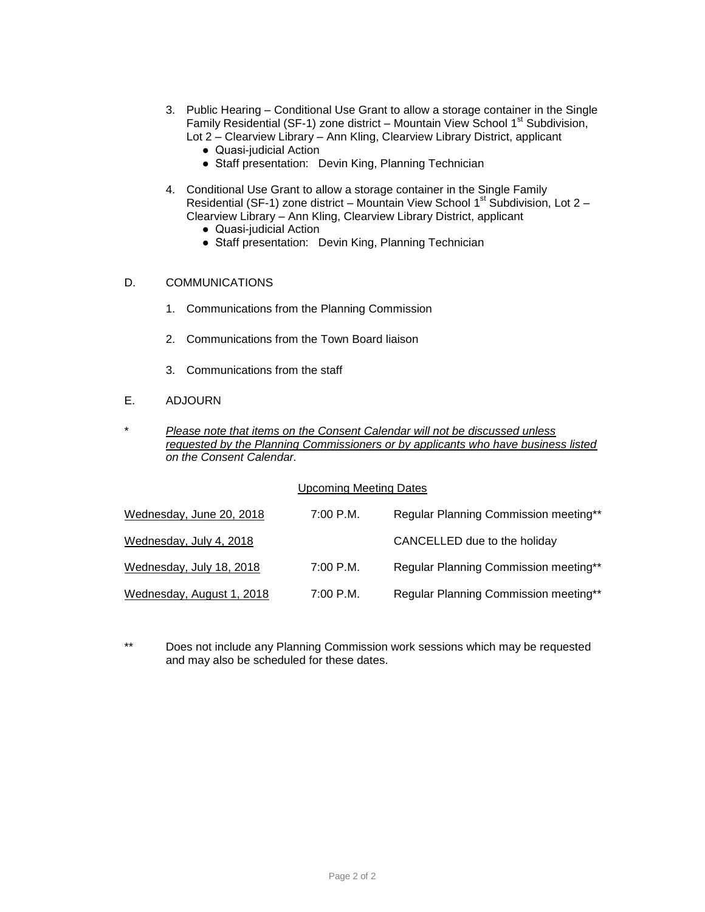3. Public Hearing – Conditional Use Grant to allow a storage container in the Single Family Residential (SF-1) zone district – Mountain View School 1st Subdivision, Lot 2 – Clearview Library – Ann Kling, Clearview Library District, applicant
   - Quasi-judicial Action
   - Staff presentation: Devin King, Planning Technician

4. Conditional Use Grant to allow a storage container in the Single Family Residential (SF-1) zone district – Mountain View School 1st Subdivision, Lot 2 – Clearview Library – Ann Kling, Clearview Library District, applicant
   - Quasi-judicial Action
   - Staff presentation: Devin King, Planning Technician

D. COMMUNICATIONS

1. Communications from the Planning Commission

2. Communications from the Town Board liaison

3. Communications from the staff

E. ADJOURN

\* *Please note that items on the Consent Calendar will not be discussed unless requested by the Planning Commissioners or by applicants who have business listed on the Consent Calendar.*

Upcoming Meeting Dates

| | | |
|---|---|---|
| Wednesday, June 20, 2018 | 7:00 P.M. | Regular Planning Commission meeting** |
| Wednesday, July 4, 2018 | | CANCELLED due to the holiday |
| Wednesday, July 18, 2018 | 7:00 P.M. | Regular Planning Commission meeting** |
| Wednesday, August 1, 2018 | 7:00 P.M. | Regular Planning Commission meeting** |

** Does not include any Planning Commission work sessions which may be requested and may also be scheduled for these dates.